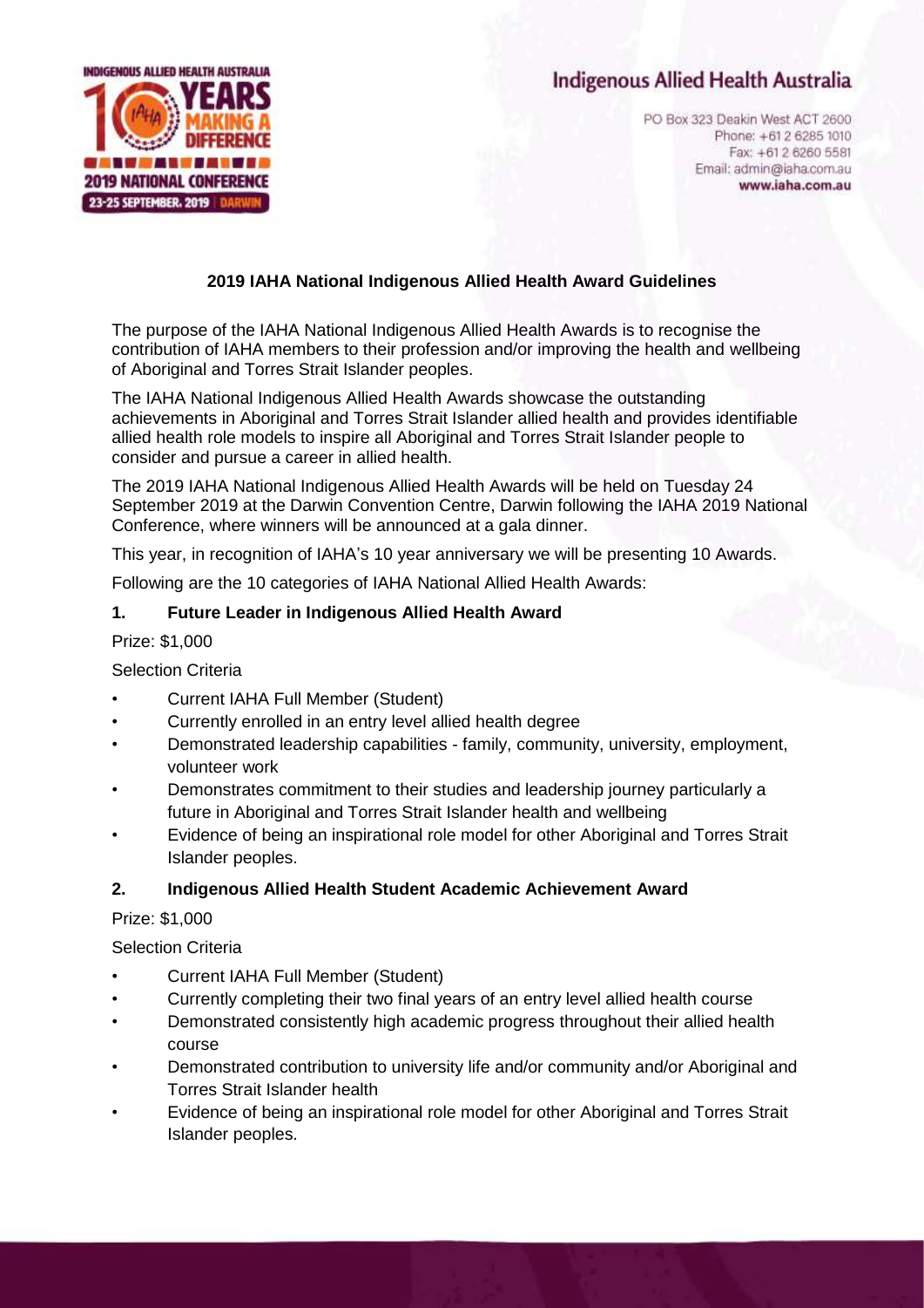# Indigenous Allied Health Australia

PO Box 323 Deakin West ACT 2600
Phone: +61 2 6285 1010
Fax: +61 2 6260 5581
Email: admin@iaha.com.au
**www.iaha.com.au**

## 2019 IAHA National Indigenous Allied Health Award Guidelines

The purpose of the IAHA National Indigenous Allied Health Awards is to recognise the contribution of IAHA members to their profession and/or improving the health and wellbeing of Aboriginal and Torres Strait Islander peoples.

The IAHA National Indigenous Allied Health Awards showcase the outstanding achievements in Aboriginal and Torres Strait Islander allied health and provides identifiable allied health role models to inspire all Aboriginal and Torres Strait Islander people to consider and pursue a career in allied health.

The 2019 IAHA National Indigenous Allied Health Awards will be held on Tuesday 24 September 2019 at the Darwin Convention Centre, Darwin following the IAHA 2019 National Conference, where winners will be announced at a gala dinner.

This year, in recognition of IAHA's 10 year anniversary we will be presenting 10 Awards.

Following are the 10 categories of IAHA National Allied Health Awards:

### 1. Future Leader in Indigenous Allied Health Award

Prize: $1,000

Selection Criteria

- Current IAHA Full Member (Student)
- Currently enrolled in an entry level allied health degree
- Demonstrated leadership capabilities - family, community, university, employment, volunteer work
- Demonstrates commitment to their studies and leadership journey particularly a future in Aboriginal and Torres Strait Islander health and wellbeing
- Evidence of being an inspirational role model for other Aboriginal and Torres Strait Islander peoples.

### 2. Indigenous Allied Health Student Academic Achievement Award

Prize: $1,000

Selection Criteria

- Current IAHA Full Member (Student)
- Currently completing their two final years of an entry level allied health course
- Demonstrated consistently high academic progress throughout their allied health course
- Demonstrated contribution to university life and/or community and/or Aboriginal and Torres Strait Islander health
- Evidence of being an inspirational role model for other Aboriginal and Torres Strait Islander peoples.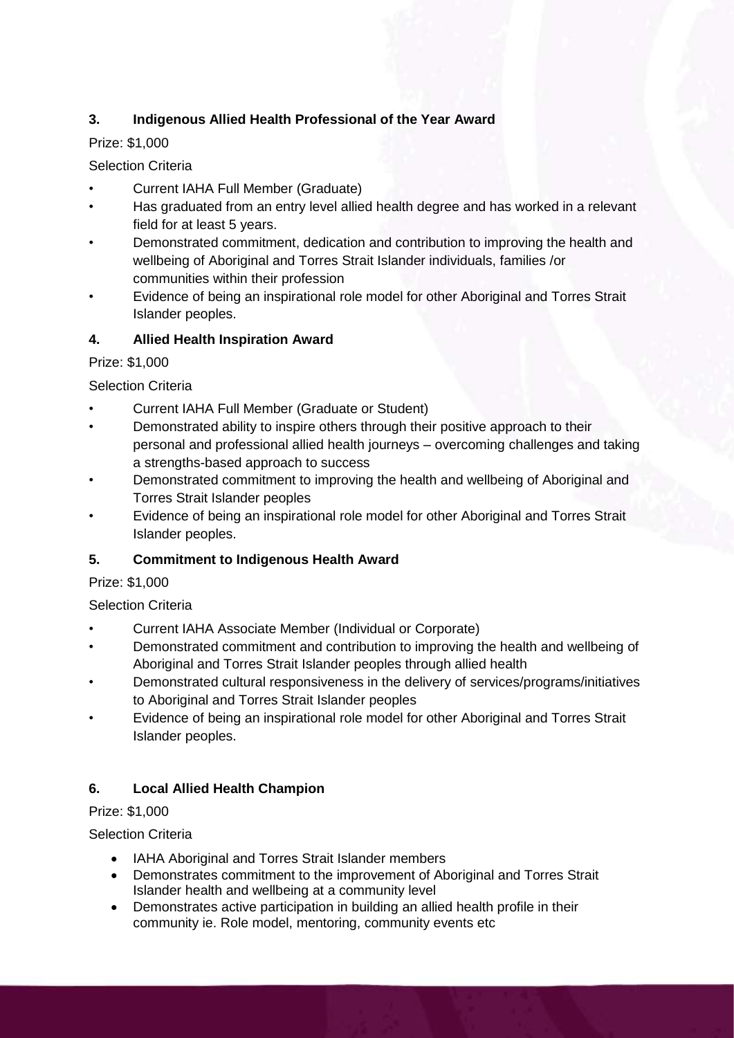### 3. Indigenous Allied Health Professional of the Year Award

Prize: $1,000

Selection Criteria

- Current IAHA Full Member (Graduate)
- Has graduated from an entry level allied health degree and has worked in a relevant field for at least 5 years.
- Demonstrated commitment, dedication and contribution to improving the health and wellbeing of Aboriginal and Torres Strait Islander individuals, families /or communities within their profession
- Evidence of being an inspirational role model for other Aboriginal and Torres Strait Islander peoples.

### 4. Allied Health Inspiration Award

Prize: $1,000

Selection Criteria

- Current IAHA Full Member (Graduate or Student)
- Demonstrated ability to inspire others through their positive approach to their personal and professional allied health journeys – overcoming challenges and taking a strengths-based approach to success
- Demonstrated commitment to improving the health and wellbeing of Aboriginal and Torres Strait Islander peoples
- Evidence of being an inspirational role model for other Aboriginal and Torres Strait Islander peoples.

### 5. Commitment to Indigenous Health Award

Prize: $1,000

Selection Criteria

- Current IAHA Associate Member (Individual or Corporate)
- Demonstrated commitment and contribution to improving the health and wellbeing of Aboriginal and Torres Strait Islander peoples through allied health
- Demonstrated cultural responsiveness in the delivery of services/programs/initiatives to Aboriginal and Torres Strait Islander peoples
- Evidence of being an inspirational role model for other Aboriginal and Torres Strait Islander peoples.

### 6. Local Allied Health Champion

Prize: $1,000

Selection Criteria

- IAHA Aboriginal and Torres Strait Islander members
- Demonstrates commitment to the improvement of Aboriginal and Torres Strait Islander health and wellbeing at a community level
- Demonstrates active participation in building an allied health profile in their community ie. Role model, mentoring, community events etc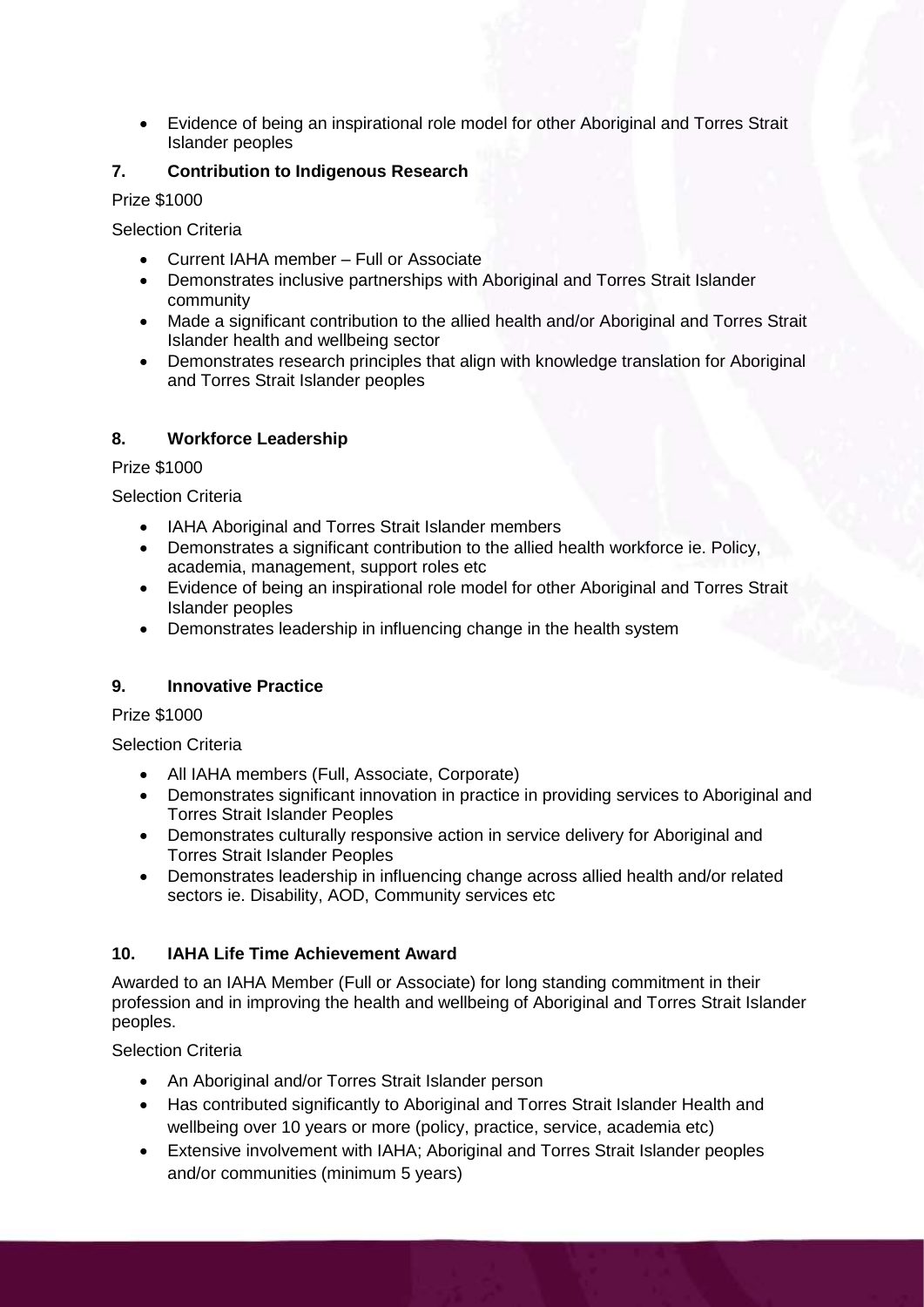- Evidence of being an inspirational role model for other Aboriginal and Torres Strait Islander peoples

### 7. Contribution to Indigenous Research

Prize $1000

Selection Criteria

- Current IAHA member – Full or Associate
- Demonstrates inclusive partnerships with Aboriginal and Torres Strait Islander community
- Made a significant contribution to the allied health and/or Aboriginal and Torres Strait Islander health and wellbeing sector
- Demonstrates research principles that align with knowledge translation for Aboriginal and Torres Strait Islander peoples

### 8. Workforce Leadership

Prize $1000

Selection Criteria

- IAHA Aboriginal and Torres Strait Islander members
- Demonstrates a significant contribution to the allied health workforce ie. Policy, academia, management, support roles etc
- Evidence of being an inspirational role model for other Aboriginal and Torres Strait Islander peoples
- Demonstrates leadership in influencing change in the health system

### 9. Innovative Practice

Prize $1000

Selection Criteria

- All IAHA members (Full, Associate, Corporate)
- Demonstrates significant innovation in practice in providing services to Aboriginal and Torres Strait Islander Peoples
- Demonstrates culturally responsive action in service delivery for Aboriginal and Torres Strait Islander Peoples
- Demonstrates leadership in influencing change across allied health and/or related sectors ie. Disability, AOD, Community services etc

### 10. IAHA Life Time Achievement Award

Awarded to an IAHA Member (Full or Associate) for long standing commitment in their profession and in improving the health and wellbeing of Aboriginal and Torres Strait Islander peoples.

Selection Criteria

- An Aboriginal and/or Torres Strait Islander person
- Has contributed significantly to Aboriginal and Torres Strait Islander Health and wellbeing over 10 years or more (policy, practice, service, academia etc)
- Extensive involvement with IAHA; Aboriginal and Torres Strait Islander peoples and/or communities (minimum 5 years)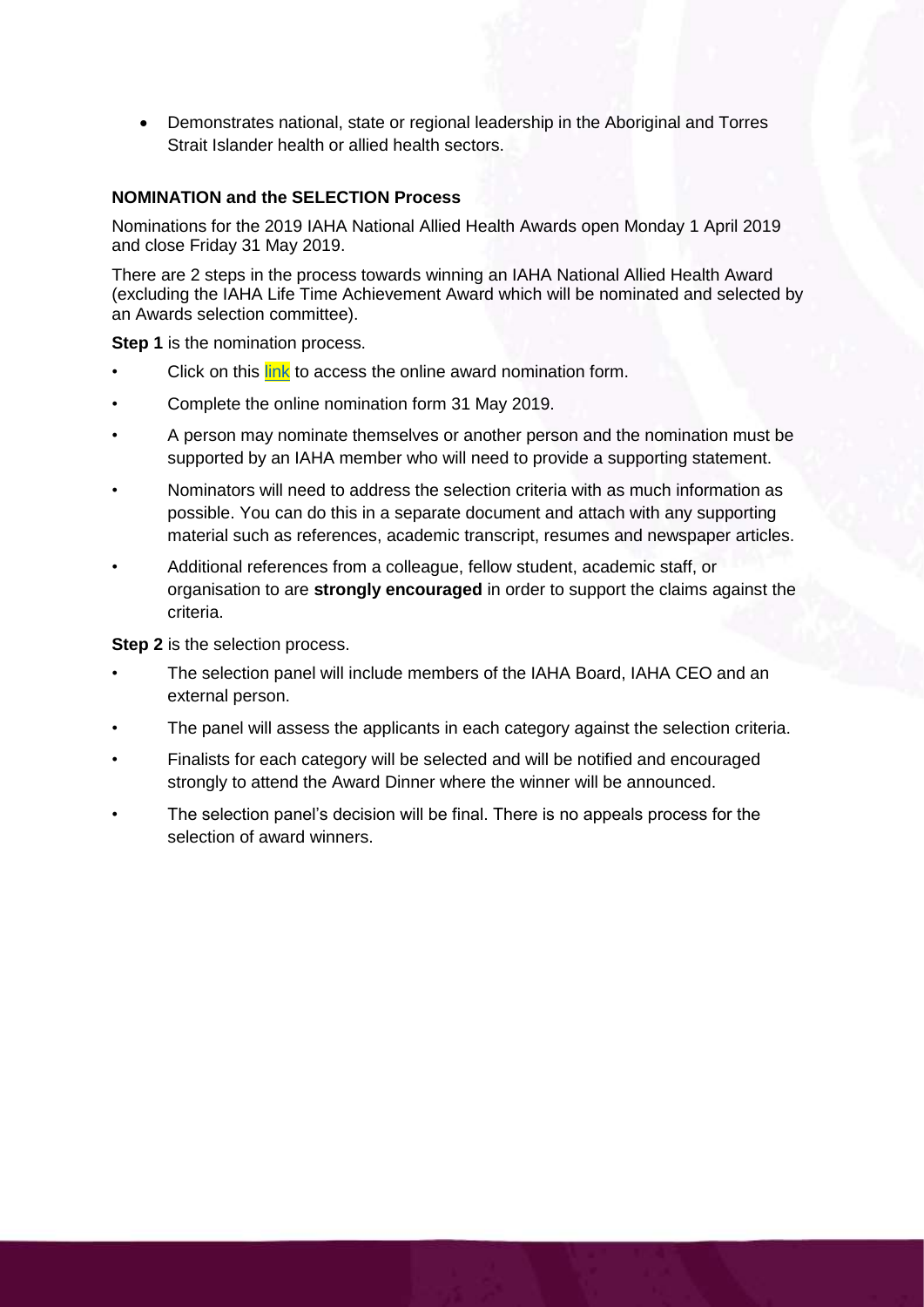- Demonstrates national, state or regional leadership in the Aboriginal and Torres Strait Islander health or allied health sectors.

**NOMINATION and the SELECTION Process**

Nominations for the 2019 IAHA National Allied Health Awards open Monday 1 April 2019 and close Friday 31 May 2019.

There are 2 steps in the process towards winning an IAHA National Allied Health Award (excluding the IAHA Life Time Achievement Award which will be nominated and selected by an Awards selection committee).

**Step 1** is the nomination process.

- Click on this link to access the online award nomination form.
- Complete the online nomination form 31 May 2019.
- A person may nominate themselves or another person and the nomination must be supported by an IAHA member who will need to provide a supporting statement.
- Nominators will need to address the selection criteria with as much information as possible. You can do this in a separate document and attach with any supporting material such as references, academic transcript, resumes and newspaper articles.
- Additional references from a colleague, fellow student, academic staff, or organisation to are **strongly encouraged** in order to support the claims against the criteria.

**Step 2** is the selection process.

- The selection panel will include members of the IAHA Board, IAHA CEO and an external person.
- The panel will assess the applicants in each category against the selection criteria.
- Finalists for each category will be selected and will be notified and encouraged strongly to attend the Award Dinner where the winner will be announced.
- The selection panel's decision will be final. There is no appeals process for the selection of award winners.